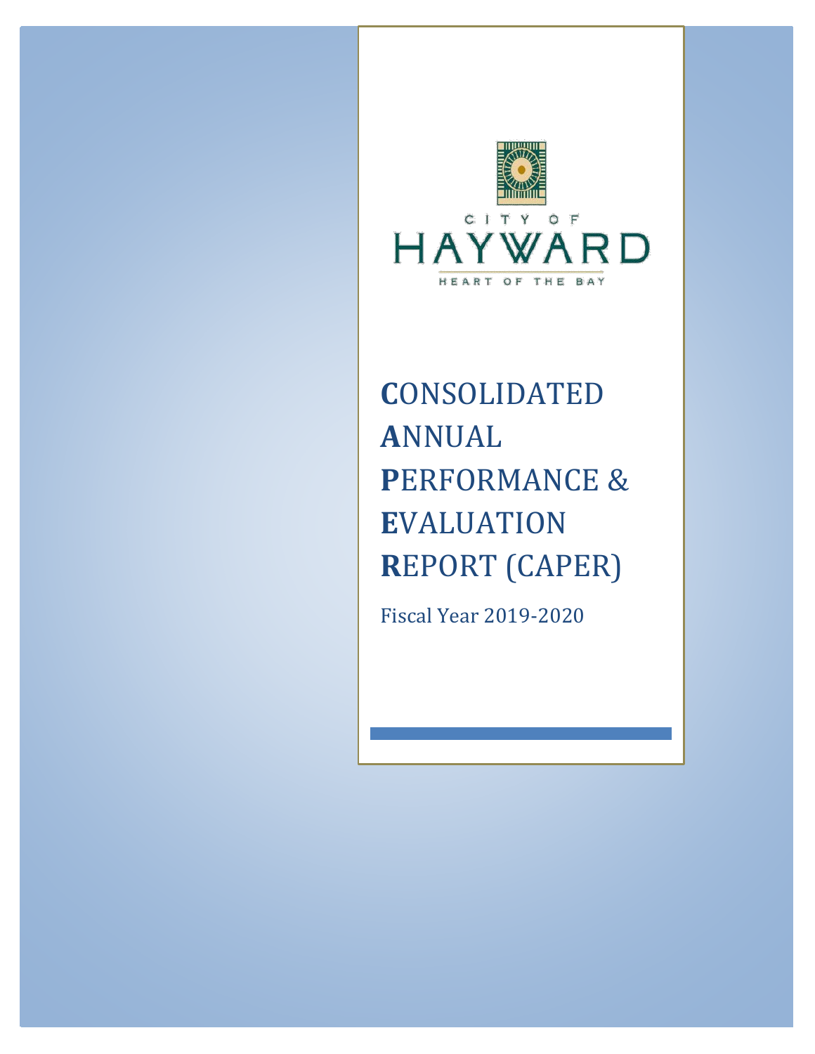CITY OF

HAYWARD

HEART OF THE BAY

# CONSOLIDATED ANNUAL PERFORMANCE & EVALUATION REPORT (CAPER)

Fiscal Year 2019-2020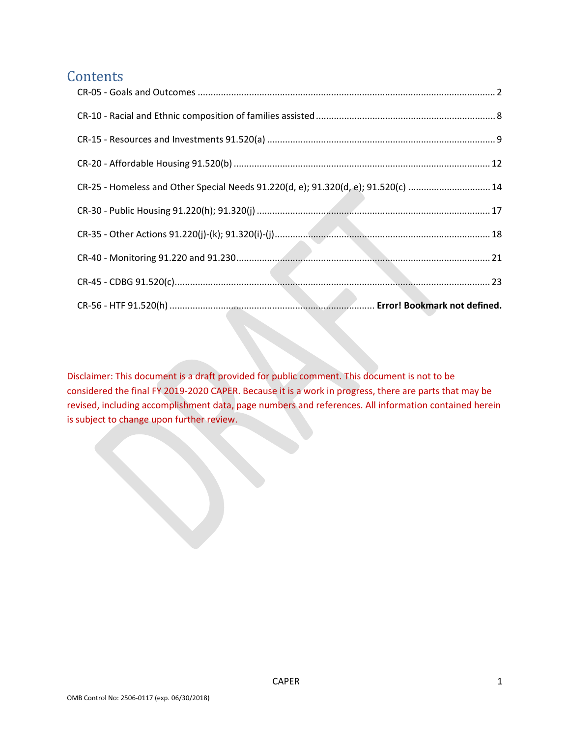# Contents

CR-05 - Goals and Outcomes ........................................................ 2

CR-10 - Racial and Ethnic composition of families assisted ........................................................ 8

CR-15 - Resources and Investments 91.520(a) ........................................................ 9

CR-20 - Affordable Housing 91.520(b) ........................................................ 12

CR-25 - Homeless and Other Special Needs 91.220(d, e); 91.320(d, e); 91.520(c) ........................................................ 14

CR-30 - Public Housing 91.220(h); 91.320(j) ........................................................ 17

CR-35 - Other Actions 91.220(j)-(k); 91.320(i)-(j) ........................................................ 18

CR-40 - Monitoring 91.220 and 91.230 ........................................................ 21

CR-45 - CDBG 91.520(c) ........................................................ 23

CR-56 - HTF 91.520(h) ........................................................ **Error! Bookmark not defined.**

Disclaimer: This document is a draft provided for public comment. This document is not to be considered the final FY 2019-2020 CAPER. Because it is a work in progress, there are parts that may be revised, including accomplishment data, page numbers and references. All information contained herein is subject to change upon further review.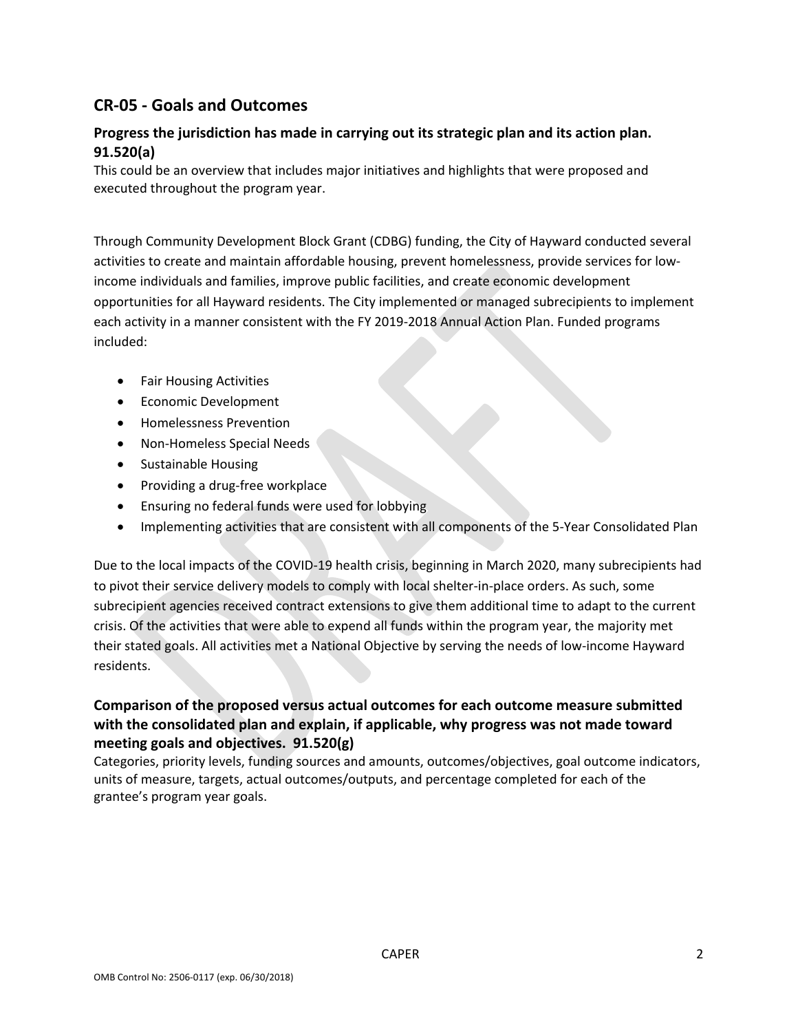## CR-05 - Goals and Outcomes

### Progress the jurisdiction has made in carrying out its strategic plan and its action plan. 91.520(a)

This could be an overview that includes major initiatives and highlights that were proposed and executed throughout the program year.

Through Community Development Block Grant (CDBG) funding, the City of Hayward conducted several activities to create and maintain affordable housing, prevent homelessness, provide services for low-income individuals and families, improve public facilities, and create economic development opportunities for all Hayward residents. The City implemented or managed subrecipients to implement each activity in a manner consistent with the FY 2019-2018 Annual Action Plan. Funded programs included:

- Fair Housing Activities
- Economic Development
- Homelessness Prevention
- Non-Homeless Special Needs
- Sustainable Housing
- Providing a drug-free workplace
- Ensuring no federal funds were used for lobbying
- Implementing activities that are consistent with all components of the 5-Year Consolidated Plan

Due to the local impacts of the COVID-19 health crisis, beginning in March 2020, many subrecipients had to pivot their service delivery models to comply with local shelter-in-place orders. As such, some subrecipient agencies received contract extensions to give them additional time to adapt to the current crisis. Of the activities that were able to expend all funds within the program year, the majority met their stated goals. All activities met a National Objective by serving the needs of low-income Hayward residents.

### Comparison of the proposed versus actual outcomes for each outcome measure submitted with the consolidated plan and explain, if applicable, why progress was not made toward meeting goals and objectives. 91.520(g)

Categories, priority levels, funding sources and amounts, outcomes/objectives, goal outcome indicators, units of measure, targets, actual outcomes/outputs, and percentage completed for each of the grantee's program year goals.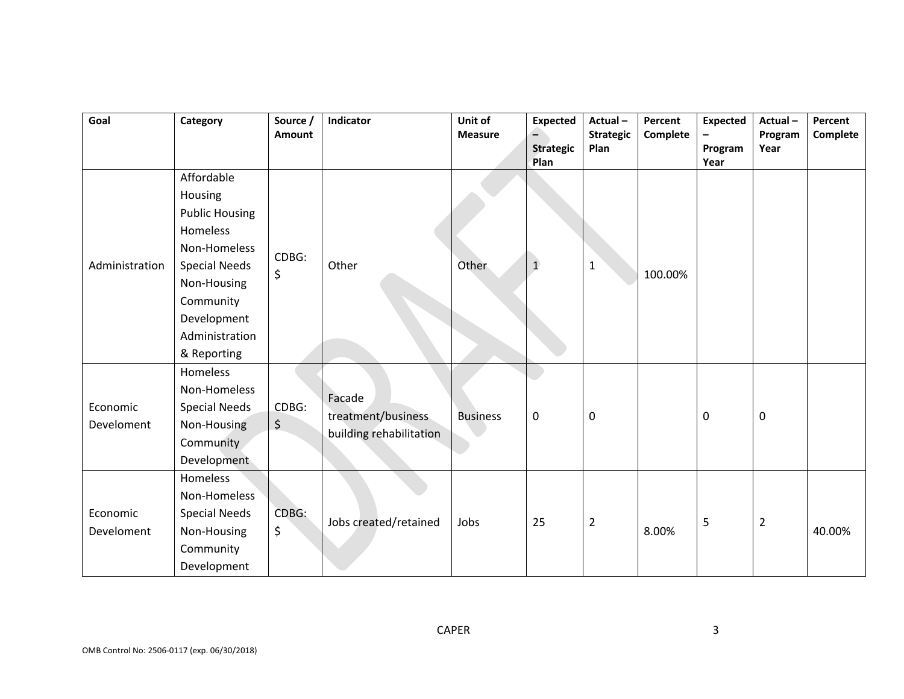| Goal | Category | Source / Amount | Indicator | Unit of Measure | Expected – Strategic Plan | Actual – Strategic Plan | Percent Complete | Expected – Program Year | Actual – Program Year | Percent Complete |
|---|---|---|---|---|---|---|---|---|---|---|
| Administration | Affordable Housing Public Housing Homeless Non-Homeless Special Needs Non-Housing Community Development Administration & Reporting | CDBG: $ | Other | Other | 1 | 1 | 100.00% | | | |
| Economic Develoment | Homeless Non-Homeless Special Needs Non-Housing Community Development | CDBG: $ | Facade treatment/business building rehabilitation | Business | 0 | 0 | | 0 | 0 | |
| Economic Develoment | Homeless Non-Homeless Special Needs Non-Housing Community Development | CDBG: $ | Jobs created/retained | Jobs | 25 | 2 | 8.00% | 5 | 2 | 40.00% |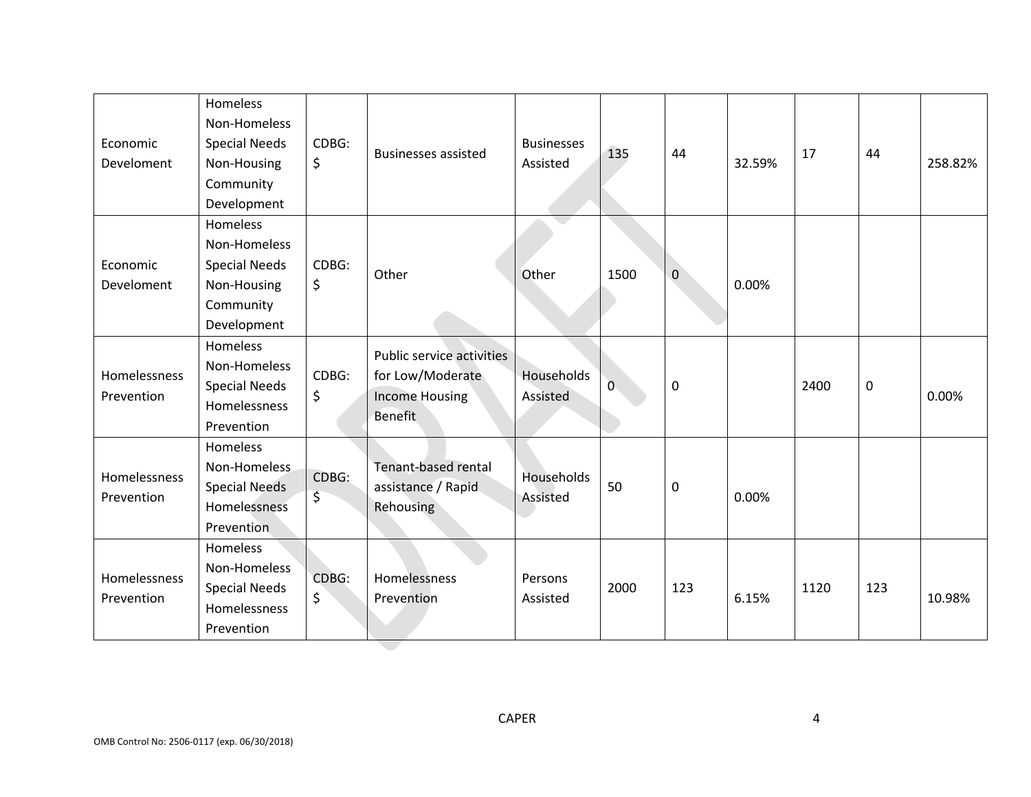| Economic Develoment | Homeless Non-Homeless Special Needs Non-Housing Community Development | CDBG: $ | Businesses assisted | Businesses Assisted | 135 | 44 | 32.59% | 17 | 44 | 258.82% |
|---|---|---|---|---|---|---|---|---|---|---|
| Economic Develoment | Homeless Non-Homeless Special Needs Non-Housing Community Development | CDBG: $ | Other | Other | 1500 | 0 | 0.00% | | | |
| Homelessness Prevention | Homeless Non-Homeless Special Needs Homelessness Prevention | CDBG: $ | Public service activities for Low/Moderate Income Housing Benefit | Households Assisted | 0 | 0 | | 2400 | 0 | 0.00% |
| Homelessness Prevention | Homeless Non-Homeless Special Needs Homelessness Prevention | CDBG: $ | Tenant-based rental assistance / Rapid Rehousing | Households Assisted | 50 | 0 | 0.00% | | | |
| Homelessness Prevention | Homeless Non-Homeless Special Needs Homelessness Prevention | CDBG: $ | Homelessness Prevention | Persons Assisted | 2000 | 123 | 6.15% | 1120 | 123 | 10.98% |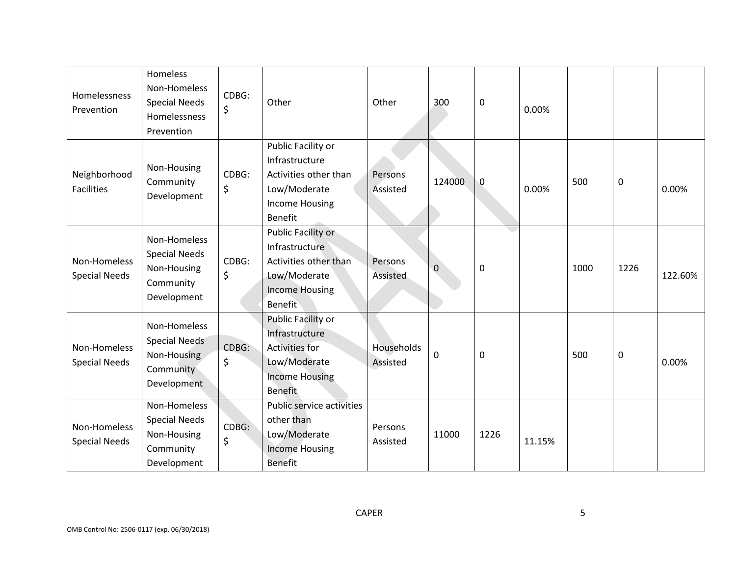| Homelessness Prevention | Homeless Non-Homeless Special Needs Homelessness Prevention | CDBG: $ | Other | Other | 300 | 0 | 0.00% | | | |
|---|---|---|---|---|---|---|---|---|---|---|
| Neighborhood Facilities | Non-Housing Community Development | CDBG: $ | Public Facility or Infrastructure Activities other than Low/Moderate Income Housing Benefit | Persons Assisted | 124000 | 0 | 0.00% | 500 | 0 | 0.00% |
| Non-Homeless Special Needs | Non-Homeless Special Needs Non-Housing Community Development | CDBG: $ | Public Facility or Infrastructure Activities other than Low/Moderate Income Housing Benefit | Persons Assisted | 0 | 0 | | 1000 | 1226 | 122.60% |
| Non-Homeless Special Needs | Non-Homeless Special Needs Non-Housing Community Development | CDBG: $ | Public Facility or Infrastructure Activities for Low/Moderate Income Housing Benefit | Households Assisted | 0 | 0 | | 500 | 0 | 0.00% |
| Non-Homeless Special Needs | Non-Homeless Special Needs Non-Housing Community Development | CDBG: $ | Public service activities other than Low/Moderate Income Housing Benefit | Persons Assisted | 11000 | 1226 | 11.15% | | | |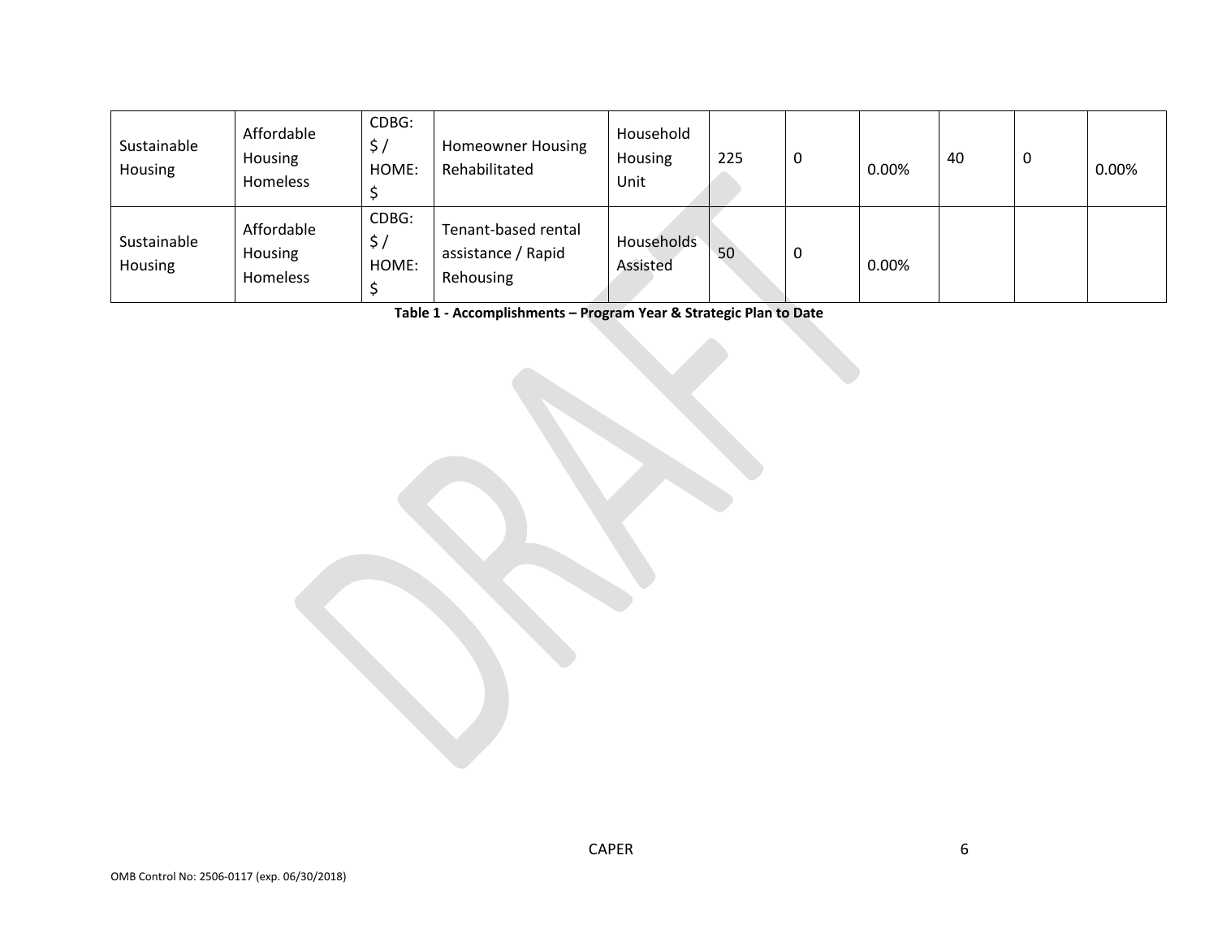| | | | | | | | | | | |
|---|---|---|---|---|---|---|---|---|---|---|
| Sustainable Housing | Affordable Housing Homeless | CDBG: $ / HOME: $ | Homeowner Housing Rehabilitated | Household Housing Unit | 225 | 0 | 0.00% | 40 | 0 | 0.00% |
| Sustainable Housing | Affordable Housing Homeless | CDBG: $ / HOME: $ | Tenant-based rental assistance / Rapid Rehousing | Households Assisted | 50 | 0 | 0.00% | | | |

**Table 1 - Accomplishments – Program Year & Strategic Plan to Date**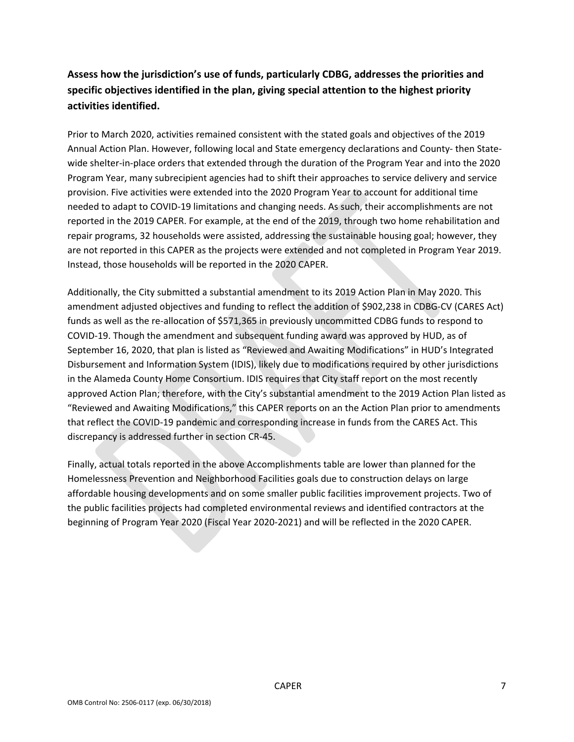**Assess how the jurisdiction's use of funds, particularly CDBG, addresses the priorities and specific objectives identified in the plan, giving special attention to the highest priority activities identified.**

Prior to March 2020, activities remained consistent with the stated goals and objectives of the 2019 Annual Action Plan. However, following local and State emergency declarations and County- then State-wide shelter-in-place orders that extended through the duration of the Program Year and into the 2020 Program Year, many subrecipient agencies had to shift their approaches to service delivery and service provision. Five activities were extended into the 2020 Program Year to account for additional time needed to adapt to COVID-19 limitations and changing needs. As such, their accomplishments are not reported in the 2019 CAPER. For example, at the end of the 2019, through two home rehabilitation and repair programs, 32 households were assisted, addressing the sustainable housing goal; however, they are not reported in this CAPER as the projects were extended and not completed in Program Year 2019. Instead, those households will be reported in the 2020 CAPER.

Additionally, the City submitted a substantial amendment to its 2019 Action Plan in May 2020. This amendment adjusted objectives and funding to reflect the addition of $902,238 in CDBG-CV (CARES Act) funds as well as the re-allocation of $571,365 in previously uncommitted CDBG funds to respond to COVID-19. Though the amendment and subsequent funding award was approved by HUD, as of September 16, 2020, that plan is listed as "Reviewed and Awaiting Modifications" in HUD's Integrated Disbursement and Information System (IDIS), likely due to modifications required by other jurisdictions in the Alameda County Home Consortium. IDIS requires that City staff report on the most recently approved Action Plan; therefore, with the City's substantial amendment to the 2019 Action Plan listed as "Reviewed and Awaiting Modifications," this CAPER reports on an the Action Plan prior to amendments that reflect the COVID-19 pandemic and corresponding increase in funds from the CARES Act. This discrepancy is addressed further in section CR-45.

Finally, actual totals reported in the above Accomplishments table are lower than planned for the Homelessness Prevention and Neighborhood Facilities goals due to construction delays on large affordable housing developments and on some smaller public facilities improvement projects. Two of the public facilities projects had completed environmental reviews and identified contractors at the beginning of Program Year 2020 (Fiscal Year 2020-2021) and will be reflected in the 2020 CAPER.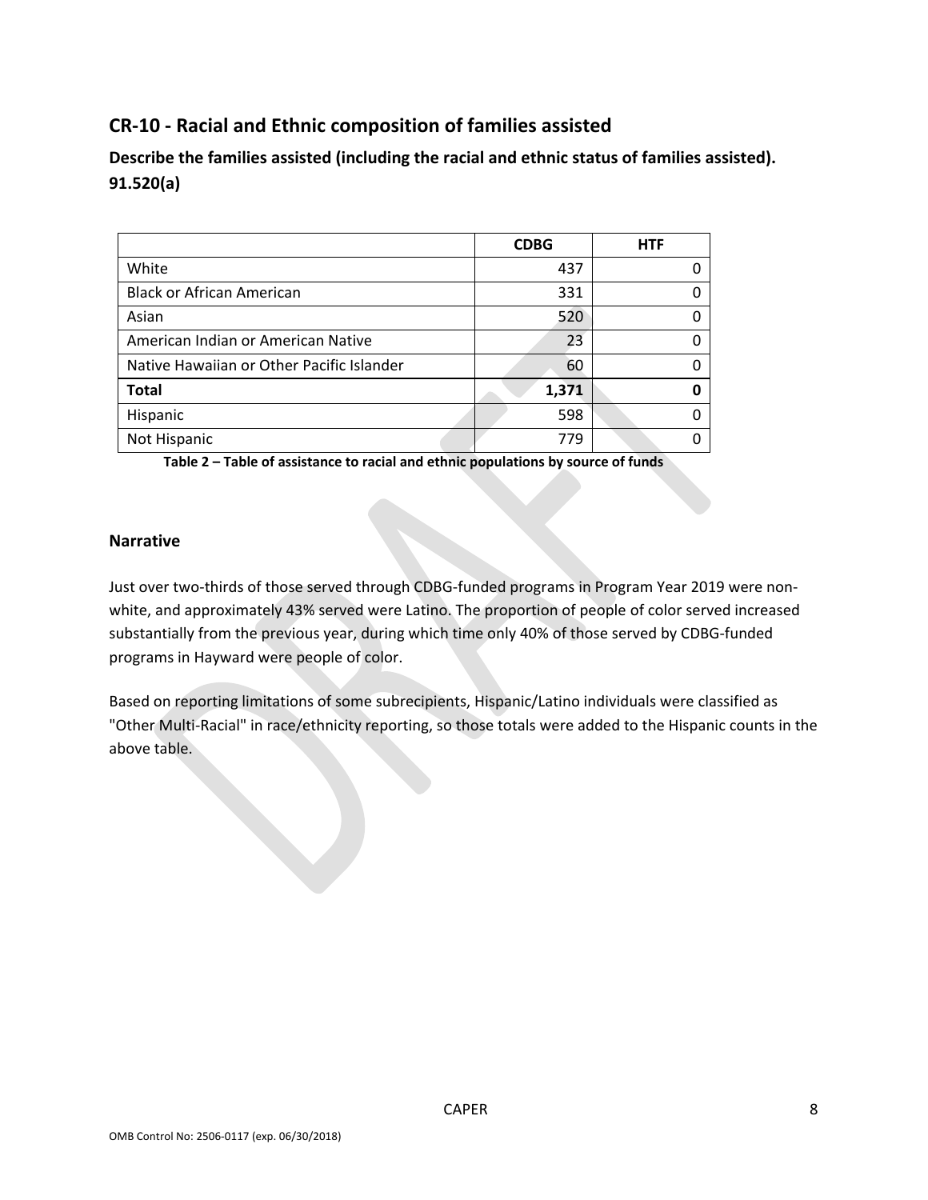## CR-10 - Racial and Ethnic composition of families assisted

### Describe the families assisted (including the racial and ethnic status of families assisted). 91.520(a)

| | CDBG | HTF |
|---|---|---|
| White | 437 | 0 |
| Black or African American | 331 | 0 |
| Asian | 520 | 0 |
| American Indian or American Native | 23 | 0 |
| Native Hawaiian or Other Pacific Islander | 60 | 0 |
| **Total** | **1,371** | **0** |
| Hispanic | 598 | 0 |
| Not Hispanic | 779 | 0 |

**Table 2 – Table of assistance to racial and ethnic populations by source of funds**

### Narrative

Just over two-thirds of those served through CDBG-funded programs in Program Year 2019 were non-white, and approximately 43% served were Latino. The proportion of people of color served increased substantially from the previous year, during which time only 40% of those served by CDBG-funded programs in Hayward were people of color.

Based on reporting limitations of some subrecipients, Hispanic/Latino individuals were classified as "Other Multi-Racial" in race/ethnicity reporting, so those totals were added to the Hispanic counts in the above table.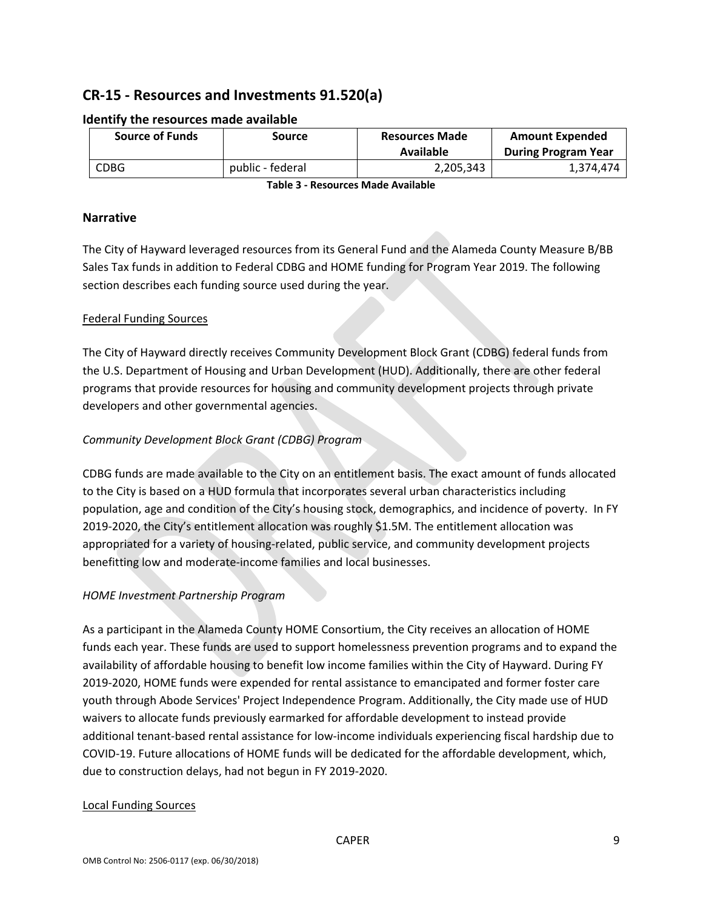## CR-15 - Resources and Investments 91.520(a)

### Identify the resources made available

| Source of Funds | Source | Resources Made Available | Amount Expended During Program Year |
| --- | --- | --- | --- |
| CDBG | public - federal | 2,205,343 | 1,374,474 |

**Table 3 - Resources Made Available**

### Narrative

The City of Hayward leveraged resources from its General Fund and the Alameda County Measure B/BB Sales Tax funds in addition to Federal CDBG and HOME funding for Program Year 2019. The following section describes each funding source used during the year.

<u>Federal Funding Sources</u>

The City of Hayward directly receives Community Development Block Grant (CDBG) federal funds from the U.S. Department of Housing and Urban Development (HUD). Additionally, there are other federal programs that provide resources for housing and community development projects through private developers and other governmental agencies.

*Community Development Block Grant (CDBG) Program*

CDBG funds are made available to the City on an entitlement basis. The exact amount of funds allocated to the City is based on a HUD formula that incorporates several urban characteristics including population, age and condition of the City's housing stock, demographics, and incidence of poverty. In FY 2019-2020, the City's entitlement allocation was roughly $1.5M. The entitlement allocation was appropriated for a variety of housing-related, public service, and community development projects benefitting low and moderate-income families and local businesses.

*HOME Investment Partnership Program*

As a participant in the Alameda County HOME Consortium, the City receives an allocation of HOME funds each year. These funds are used to support homelessness prevention programs and to expand the availability of affordable housing to benefit low income families within the City of Hayward. During FY 2019-2020, HOME funds were expended for rental assistance to emancipated and former foster care youth through Abode Services' Project Independence Program. Additionally, the City made use of HUD waivers to allocate funds previously earmarked for affordable development to instead provide additional tenant-based rental assistance for low-income individuals experiencing fiscal hardship due to COVID-19. Future allocations of HOME funds will be dedicated for the affordable development, which, due to construction delays, had not begun in FY 2019-2020.

<u>Local Funding Sources</u>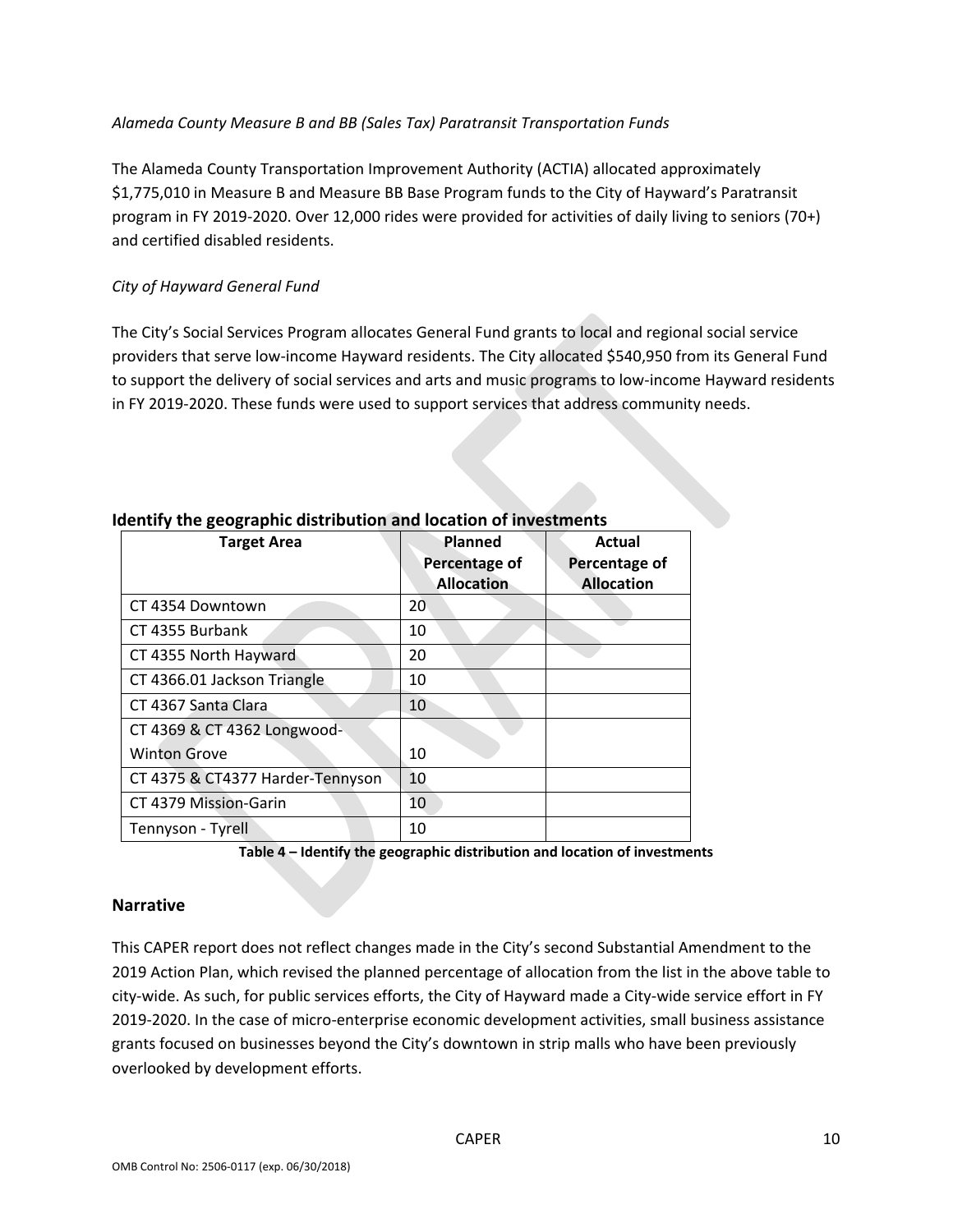*Alameda County Measure B and BB (Sales Tax) Paratransit Transportation Funds*

The Alameda County Transportation Improvement Authority (ACTIA) allocated approximately $1,775,010 in Measure B and Measure BB Base Program funds to the City of Hayward's Paratransit program in FY 2019-2020. Over 12,000 rides were provided for activities of daily living to seniors (70+) and certified disabled residents.

*City of Hayward General Fund*

The City's Social Services Program allocates General Fund grants to local and regional social service providers that serve low-income Hayward residents. The City allocated $540,950 from its General Fund to support the delivery of social services and arts and music programs to low-income Hayward residents in FY 2019-2020. These funds were used to support services that address community needs.

## Identify the geographic distribution and location of investments

| Target Area | Planned Percentage of Allocation | Actual Percentage of Allocation |
|---|---|---|
| CT 4354 Downtown | 20 | |
| CT 4355 Burbank | 10 | |
| CT 4355 North Hayward | 20 | |
| CT 4366.01 Jackson Triangle | 10 | |
| CT 4367 Santa Clara | 10 | |
| CT 4369 & CT 4362 Longwood-Winton Grove | 10 | |
| CT 4375 & CT4377 Harder-Tennyson | 10 | |
| CT 4379 Mission-Garin | 10 | |
| Tennyson - Tyrell | 10 | |

**Table 4 – Identify the geographic distribution and location of investments**

## Narrative

This CAPER report does not reflect changes made in the City's second Substantial Amendment to the 2019 Action Plan, which revised the planned percentage of allocation from the list in the above table to city-wide. As such, for public services efforts, the City of Hayward made a City-wide service effort in FY 2019-2020. In the case of micro-enterprise economic development activities, small business assistance grants focused on businesses beyond the City's downtown in strip malls who have been previously overlooked by development efforts.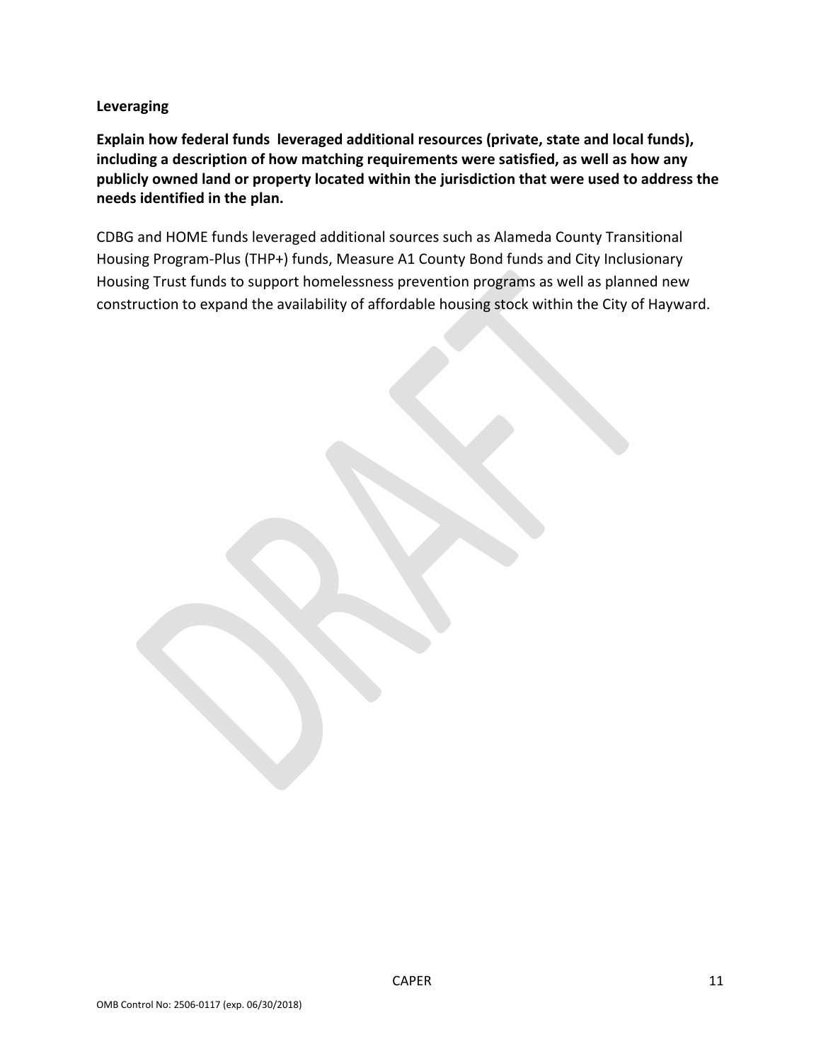**Leveraging**

**Explain how federal funds leveraged additional resources (private, state and local funds), including a description of how matching requirements were satisfied, as well as how any publicly owned land or property located within the jurisdiction that were used to address the needs identified in the plan.**

CDBG and HOME funds leveraged additional sources such as Alameda County Transitional Housing Program-Plus (THP+) funds, Measure A1 County Bond funds and City Inclusionary Housing Trust funds to support homelessness prevention programs as well as planned new construction to expand the availability of affordable housing stock within the City of Hayward.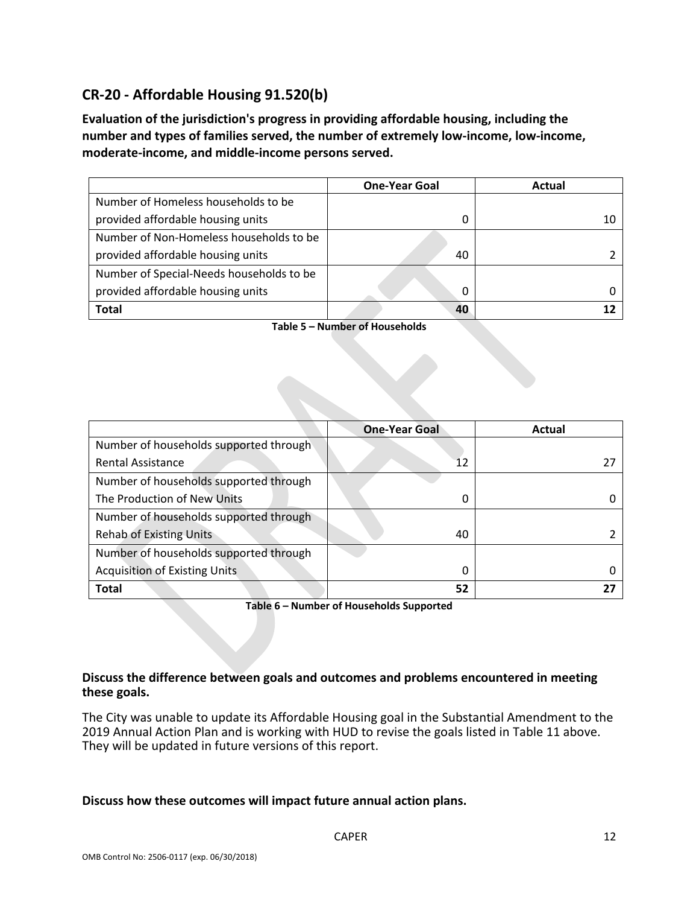## CR-20 - Affordable Housing 91.520(b)

**Evaluation of the jurisdiction's progress in providing affordable housing, including the number and types of families served, the number of extremely low-income, low-income, moderate-income, and middle-income persons served.**

| | One-Year Goal | Actual |
|---|---|---|
| Number of Homeless households to be provided affordable housing units | 0 | 10 |
| Number of Non-Homeless households to be provided affordable housing units | 40 | 2 |
| Number of Special-Needs households to be provided affordable housing units | 0 | 0 |
| **Total** | **40** | **12** |

**Table 5 – Number of Households**

| | One-Year Goal | Actual |
|---|---|---|
| Number of households supported through Rental Assistance | 12 | 27 |
| Number of households supported through The Production of New Units | 0 | 0 |
| Number of households supported through Rehab of Existing Units | 40 | 2 |
| Number of households supported through Acquisition of Existing Units | 0 | 0 |
| **Total** | **52** | **27** |

**Table 6 – Number of Households Supported**

**Discuss the difference between goals and outcomes and problems encountered in meeting these goals.**

The City was unable to update its Affordable Housing goal in the Substantial Amendment to the 2019 Annual Action Plan and is working with HUD to revise the goals listed in Table 11 above. They will be updated in future versions of this report.

**Discuss how these outcomes will impact future annual action plans.**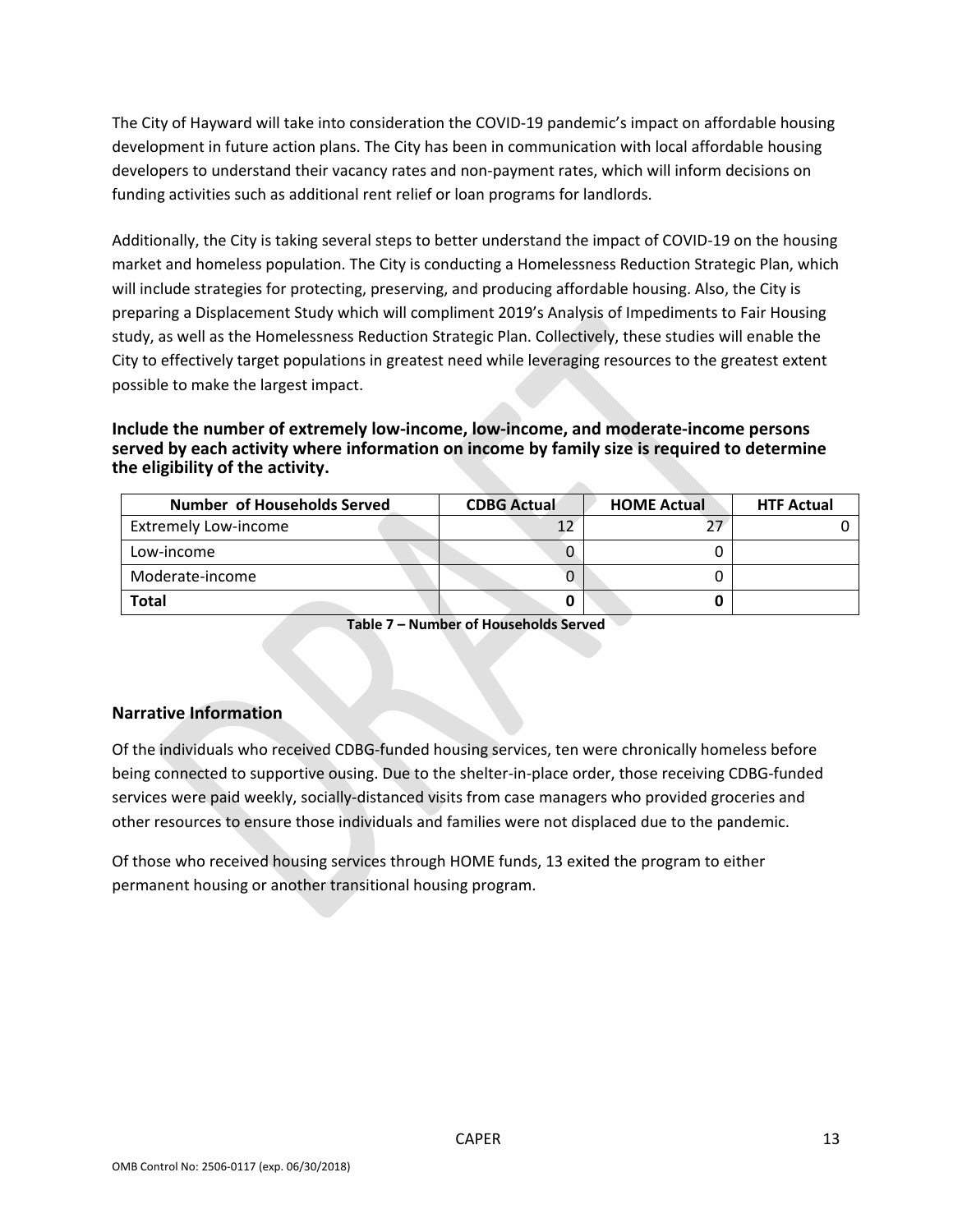The City of Hayward will take into consideration the COVID-19 pandemic's impact on affordable housing development in future action plans. The City has been in communication with local affordable housing developers to understand their vacancy rates and non-payment rates, which will inform decisions on funding activities such as additional rent relief or loan programs for landlords.

Additionally, the City is taking several steps to better understand the impact of COVID-19 on the housing market and homeless population. The City is conducting a Homelessness Reduction Strategic Plan, which will include strategies for protecting, preserving, and producing affordable housing. Also, the City is preparing a Displacement Study which will compliment 2019's Analysis of Impediments to Fair Housing study, as well as the Homelessness Reduction Strategic Plan. Collectively, these studies will enable the City to effectively target populations in greatest need while leveraging resources to the greatest extent possible to make the largest impact.

**Include the number of extremely low-income, low-income, and moderate-income persons served by each activity where information on income by family size is required to determine the eligibility of the activity.**

| Number of Households Served | CDBG Actual | HOME Actual | HTF Actual |
|---|---|---|---|
| Extremely Low-income | 12 | 27 | 0 |
| Low-income | 0 | 0 | |
| Moderate-income | 0 | 0 | |
| **Total** | **0** | **0** | |

**Table 7 – Number of Households Served**

## Narrative Information

Of the individuals who received CDBG-funded housing services, ten were chronically homeless before being connected to supportive ousing. Due to the shelter-in-place order, those receiving CDBG-funded services were paid weekly, socially-distanced visits from case managers who provided groceries and other resources to ensure those individuals and families were not displaced due to the pandemic.

Of those who received housing services through HOME funds, 13 exited the program to either permanent housing or another transitional housing program.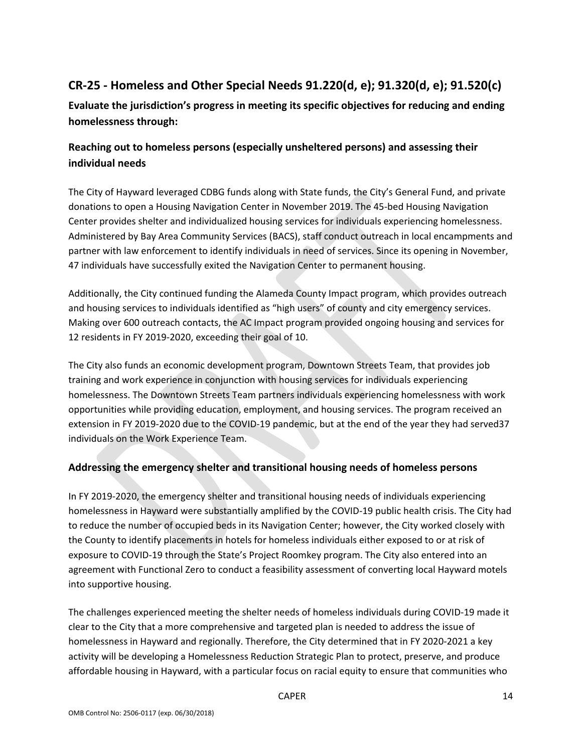## CR-25 - Homeless and Other Special Needs 91.220(d, e); 91.320(d, e); 91.520(c)

**Evaluate the jurisdiction's progress in meeting its specific objectives for reducing and ending homelessness through:**

### Reaching out to homeless persons (especially unsheltered persons) and assessing their individual needs

The City of Hayward leveraged CDBG funds along with State funds, the City's General Fund, and private donations to open a Housing Navigation Center in November 2019. The 45-bed Housing Navigation Center provides shelter and individualized housing services for individuals experiencing homelessness. Administered by Bay Area Community Services (BACS), staff conduct outreach in local encampments and partner with law enforcement to identify individuals in need of services. Since its opening in November, 47 individuals have successfully exited the Navigation Center to permanent housing.

Additionally, the City continued funding the Alameda County Impact program, which provides outreach and housing services to individuals identified as "high users" of county and city emergency services. Making over 600 outreach contacts, the AC Impact program provided ongoing housing and services for 12 residents in FY 2019-2020, exceeding their goal of 10.

The City also funds an economic development program, Downtown Streets Team, that provides job training and work experience in conjunction with housing services for individuals experiencing homelessness. The Downtown Streets Team partners individuals experiencing homelessness with work opportunities while providing education, employment, and housing services. The program received an extension in FY 2019-2020 due to the COVID-19 pandemic, but at the end of the year they had served37 individuals on the Work Experience Team.

### Addressing the emergency shelter and transitional housing needs of homeless persons

In FY 2019-2020, the emergency shelter and transitional housing needs of individuals experiencing homelessness in Hayward were substantially amplified by the COVID-19 public health crisis. The City had to reduce the number of occupied beds in its Navigation Center; however, the City worked closely with the County to identify placements in hotels for homeless individuals either exposed to or at risk of exposure to COVID-19 through the State's Project Roomkey program. The City also entered into an agreement with Functional Zero to conduct a feasibility assessment of converting local Hayward motels into supportive housing.

The challenges experienced meeting the shelter needs of homeless individuals during COVID-19 made it clear to the City that a more comprehensive and targeted plan is needed to address the issue of homelessness in Hayward and regionally. Therefore, the City determined that in FY 2020-2021 a key activity will be developing a Homelessness Reduction Strategic Plan to protect, preserve, and produce affordable housing in Hayward, with a particular focus on racial equity to ensure that communities who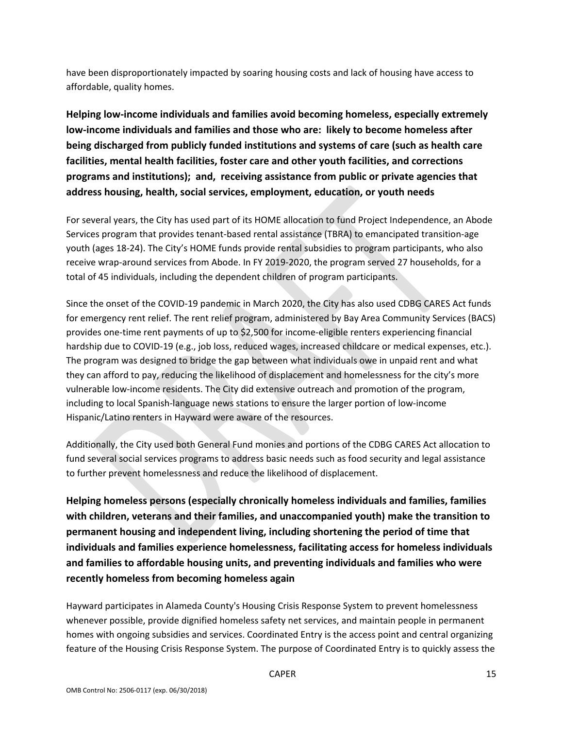have been disproportionately impacted by soaring housing costs and lack of housing have access to affordable, quality homes.

## Helping low-income individuals and families avoid becoming homeless, especially extremely low-income individuals and families and those who are: likely to become homeless after being discharged from publicly funded institutions and systems of care (such as health care facilities, mental health facilities, foster care and other youth facilities, and corrections programs and institutions); and, receiving assistance from public or private agencies that address housing, health, social services, employment, education, or youth needs

For several years, the City has used part of its HOME allocation to fund Project Independence, an Abode Services program that provides tenant-based rental assistance (TBRA) to emancipated transition-age youth (ages 18-24). The City's HOME funds provide rental subsidies to program participants, who also receive wrap-around services from Abode. In FY 2019-2020, the program served 27 households, for a total of 45 individuals, including the dependent children of program participants.

Since the onset of the COVID-19 pandemic in March 2020, the City has also used CDBG CARES Act funds for emergency rent relief. The rent relief program, administered by Bay Area Community Services (BACS) provides one-time rent payments of up to $2,500 for income-eligible renters experiencing financial hardship due to COVID-19 (e.g., job loss, reduced wages, increased childcare or medical expenses, etc.). The program was designed to bridge the gap between what individuals owe in unpaid rent and what they can afford to pay, reducing the likelihood of displacement and homelessness for the city's more vulnerable low-income residents. The City did extensive outreach and promotion of the program, including to local Spanish-language news stations to ensure the larger portion of low-income Hispanic/Latino renters in Hayward were aware of the resources.

Additionally, the City used both General Fund monies and portions of the CDBG CARES Act allocation to fund several social services programs to address basic needs such as food security and legal assistance to further prevent homelessness and reduce the likelihood of displacement.

## Helping homeless persons (especially chronically homeless individuals and families, families with children, veterans and their families, and unaccompanied youth) make the transition to permanent housing and independent living, including shortening the period of time that individuals and families experience homelessness, facilitating access for homeless individuals and families to affordable housing units, and preventing individuals and families who were recently homeless from becoming homeless again

Hayward participates in Alameda County's Housing Crisis Response System to prevent homelessness whenever possible, provide dignified homeless safety net services, and maintain people in permanent homes with ongoing subsidies and services. Coordinated Entry is the access point and central organizing feature of the Housing Crisis Response System. The purpose of Coordinated Entry is to quickly assess the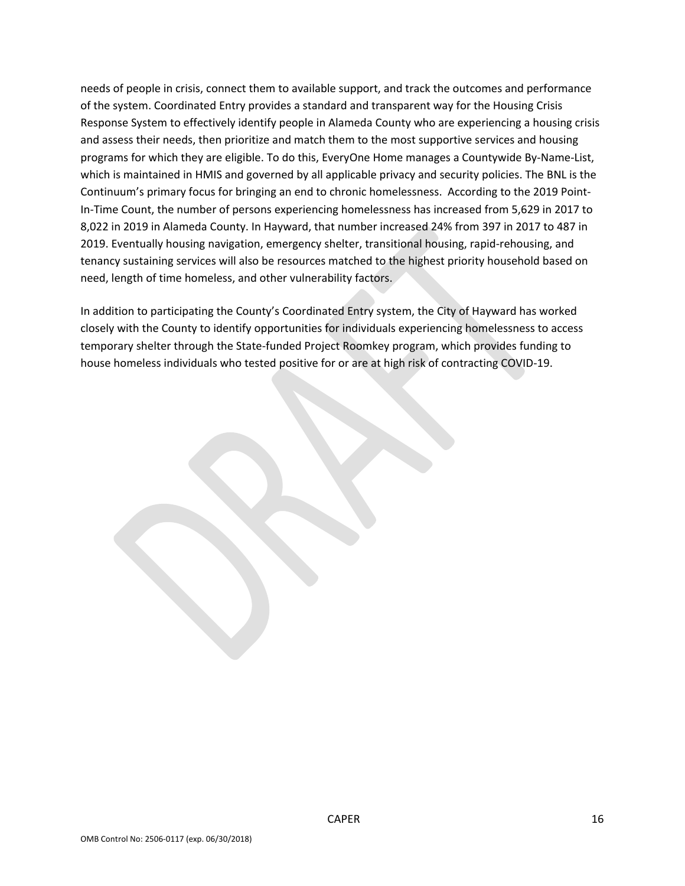needs of people in crisis, connect them to available support, and track the outcomes and performance of the system. Coordinated Entry provides a standard and transparent way for the Housing Crisis Response System to effectively identify people in Alameda County who are experiencing a housing crisis and assess their needs, then prioritize and match them to the most supportive services and housing programs for which they are eligible. To do this, EveryOne Home manages a Countywide By-Name-List, which is maintained in HMIS and governed by all applicable privacy and security policies. The BNL is the Continuum's primary focus for bringing an end to chronic homelessness. According to the 2019 Point-In-Time Count, the number of persons experiencing homelessness has increased from 5,629 in 2017 to 8,022 in 2019 in Alameda County. In Hayward, that number increased 24% from 397 in 2017 to 487 in 2019. Eventually housing navigation, emergency shelter, transitional housing, rapid-rehousing, and tenancy sustaining services will also be resources matched to the highest priority household based on need, length of time homeless, and other vulnerability factors.

In addition to participating the County's Coordinated Entry system, the City of Hayward has worked closely with the County to identify opportunities for individuals experiencing homelessness to access temporary shelter through the State-funded Project Roomkey program, which provides funding to house homeless individuals who tested positive for or are at high risk of contracting COVID-19.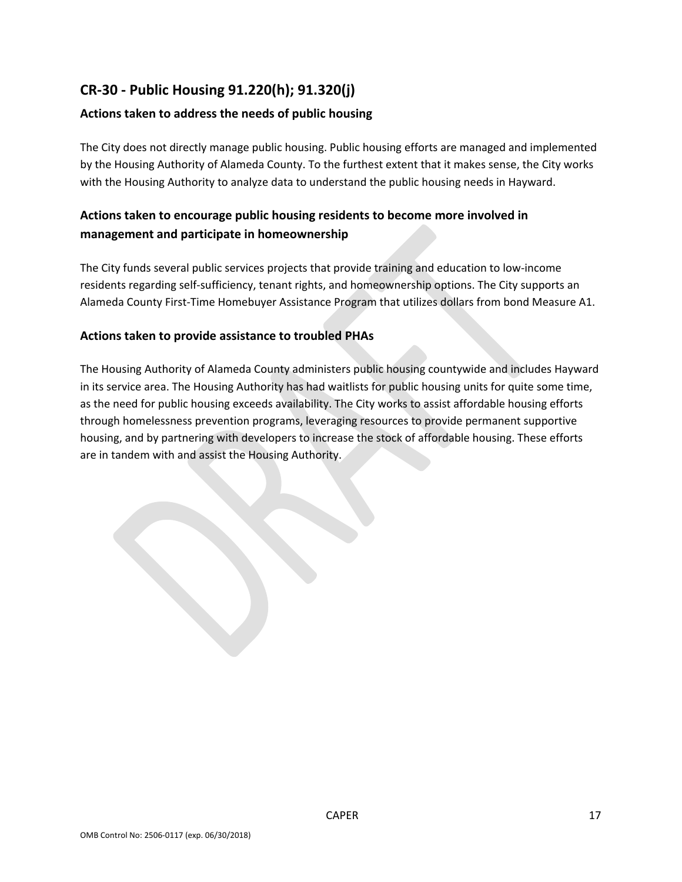## CR-30 - Public Housing 91.220(h); 91.320(j)

### Actions taken to address the needs of public housing

The City does not directly manage public housing. Public housing efforts are managed and implemented by the Housing Authority of Alameda County. To the furthest extent that it makes sense, the City works with the Housing Authority to analyze data to understand the public housing needs in Hayward.

### Actions taken to encourage public housing residents to become more involved in management and participate in homeownership

The City funds several public services projects that provide training and education to low-income residents regarding self-sufficiency, tenant rights, and homeownership options. The City supports an Alameda County First-Time Homebuyer Assistance Program that utilizes dollars from bond Measure A1.

### Actions taken to provide assistance to troubled PHAs

The Housing Authority of Alameda County administers public housing countywide and includes Hayward in its service area. The Housing Authority has had waitlists for public housing units for quite some time, as the need for public housing exceeds availability. The City works to assist affordable housing efforts through homelessness prevention programs, leveraging resources to provide permanent supportive housing, and by partnering with developers to increase the stock of affordable housing. These efforts are in tandem with and assist the Housing Authority.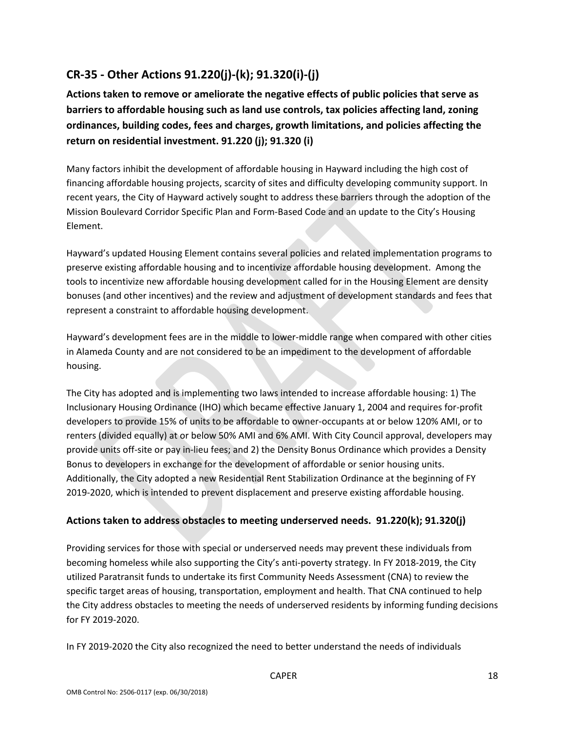## CR-35 - Other Actions 91.220(j)-(k); 91.320(i)-(j)

**Actions taken to remove or ameliorate the negative effects of public policies that serve as barriers to affordable housing such as land use controls, tax policies affecting land, zoning ordinances, building codes, fees and charges, growth limitations, and policies affecting the return on residential investment. 91.220 (j); 91.320 (i)**

Many factors inhibit the development of affordable housing in Hayward including the high cost of financing affordable housing projects, scarcity of sites and difficulty developing community support. In recent years, the City of Hayward actively sought to address these barriers through the adoption of the Mission Boulevard Corridor Specific Plan and Form-Based Code and an update to the City's Housing Element.

Hayward's updated Housing Element contains several policies and related implementation programs to preserve existing affordable housing and to incentivize affordable housing development. Among the tools to incentivize new affordable housing development called for in the Housing Element are density bonuses (and other incentives) and the review and adjustment of development standards and fees that represent a constraint to affordable housing development.

Hayward's development fees are in the middle to lower-middle range when compared with other cities in Alameda County and are not considered to be an impediment to the development of affordable housing.

The City has adopted and is implementing two laws intended to increase affordable housing: 1) The Inclusionary Housing Ordinance (IHO) which became effective January 1, 2004 and requires for-profit developers to provide 15% of units to be affordable to owner-occupants at or below 120% AMI, or to renters (divided equally) at or below 50% AMI and 6% AMI. With City Council approval, developers may provide units off-site or pay in-lieu fees; and 2) the Density Bonus Ordinance which provides a Density Bonus to developers in exchange for the development of affordable or senior housing units. Additionally, the City adopted a new Residential Rent Stabilization Ordinance at the beginning of FY 2019-2020, which is intended to prevent displacement and preserve existing affordable housing.

### Actions taken to address obstacles to meeting underserved needs. 91.220(k); 91.320(j)

Providing services for those with special or underserved needs may prevent these individuals from becoming homeless while also supporting the City's anti-poverty strategy. In FY 2018-2019, the City utilized Paratransit funds to undertake its first Community Needs Assessment (CNA) to review the specific target areas of housing, transportation, employment and health. That CNA continued to help the City address obstacles to meeting the needs of underserved residents by informing funding decisions for FY 2019-2020.

In FY 2019-2020 the City also recognized the need to better understand the needs of individuals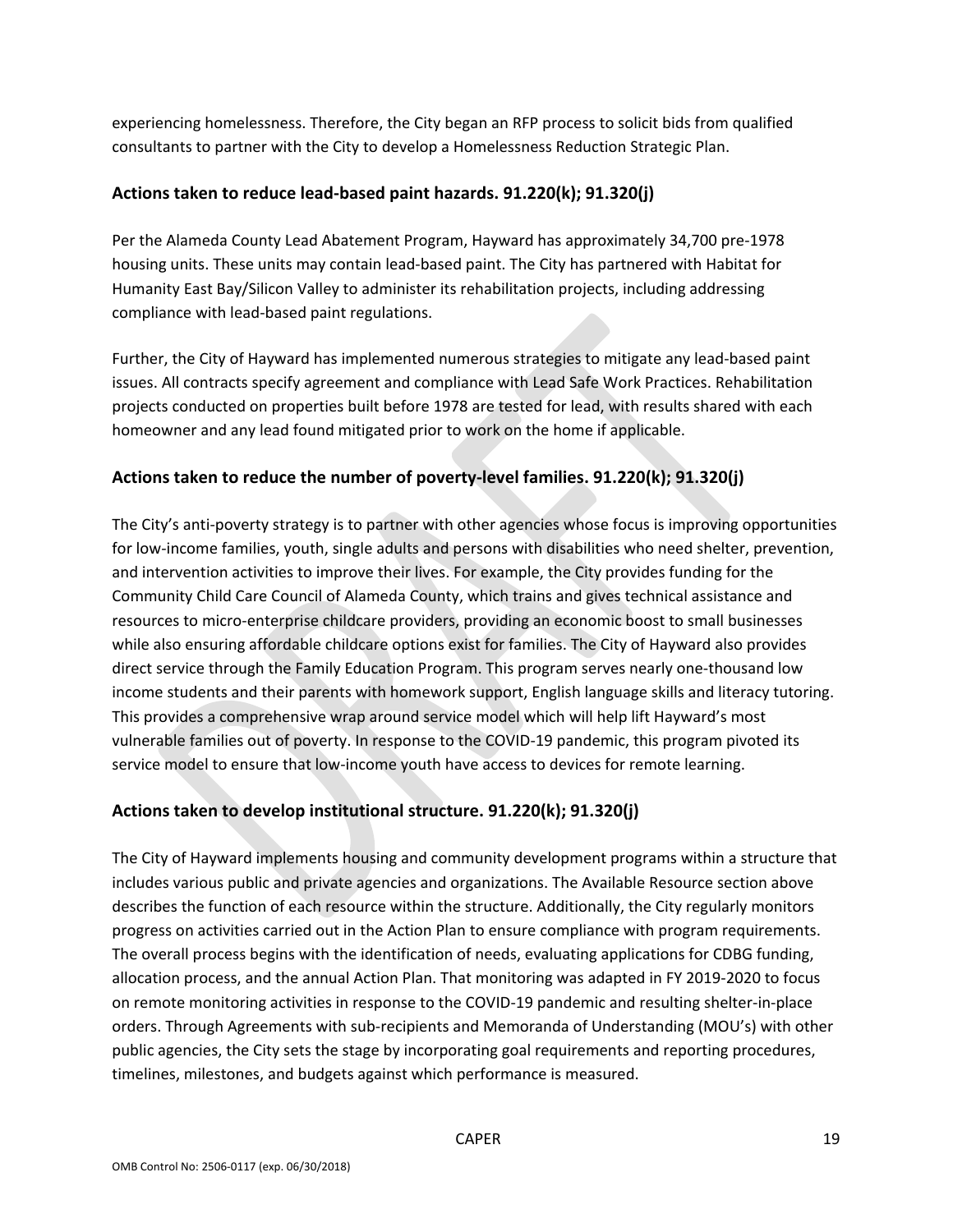experiencing homelessness. Therefore, the City began an RFP process to solicit bids from qualified consultants to partner with the City to develop a Homelessness Reduction Strategic Plan.

## Actions taken to reduce lead-based paint hazards. 91.220(k); 91.320(j)

Per the Alameda County Lead Abatement Program, Hayward has approximately 34,700 pre-1978 housing units. These units may contain lead-based paint. The City has partnered with Habitat for Humanity East Bay/Silicon Valley to administer its rehabilitation projects, including addressing compliance with lead-based paint regulations.

Further, the City of Hayward has implemented numerous strategies to mitigate any lead-based paint issues. All contracts specify agreement and compliance with Lead Safe Work Practices. Rehabilitation projects conducted on properties built before 1978 are tested for lead, with results shared with each homeowner and any lead found mitigated prior to work on the home if applicable.

## Actions taken to reduce the number of poverty-level families. 91.220(k); 91.320(j)

The City's anti-poverty strategy is to partner with other agencies whose focus is improving opportunities for low-income families, youth, single adults and persons with disabilities who need shelter, prevention, and intervention activities to improve their lives. For example, the City provides funding for the Community Child Care Council of Alameda County, which trains and gives technical assistance and resources to micro-enterprise childcare providers, providing an economic boost to small businesses while also ensuring affordable childcare options exist for families. The City of Hayward also provides direct service through the Family Education Program. This program serves nearly one-thousand low income students and their parents with homework support, English language skills and literacy tutoring. This provides a comprehensive wrap around service model which will help lift Hayward's most vulnerable families out of poverty. In response to the COVID-19 pandemic, this program pivoted its service model to ensure that low-income youth have access to devices for remote learning.

## Actions taken to develop institutional structure. 91.220(k); 91.320(j)

The City of Hayward implements housing and community development programs within a structure that includes various public and private agencies and organizations. The Available Resource section above describes the function of each resource within the structure. Additionally, the City regularly monitors progress on activities carried out in the Action Plan to ensure compliance with program requirements. The overall process begins with the identification of needs, evaluating applications for CDBG funding, allocation process, and the annual Action Plan. That monitoring was adapted in FY 2019-2020 to focus on remote monitoring activities in response to the COVID-19 pandemic and resulting shelter-in-place orders. Through Agreements with sub-recipients and Memoranda of Understanding (MOU's) with other public agencies, the City sets the stage by incorporating goal requirements and reporting procedures, timelines, milestones, and budgets against which performance is measured.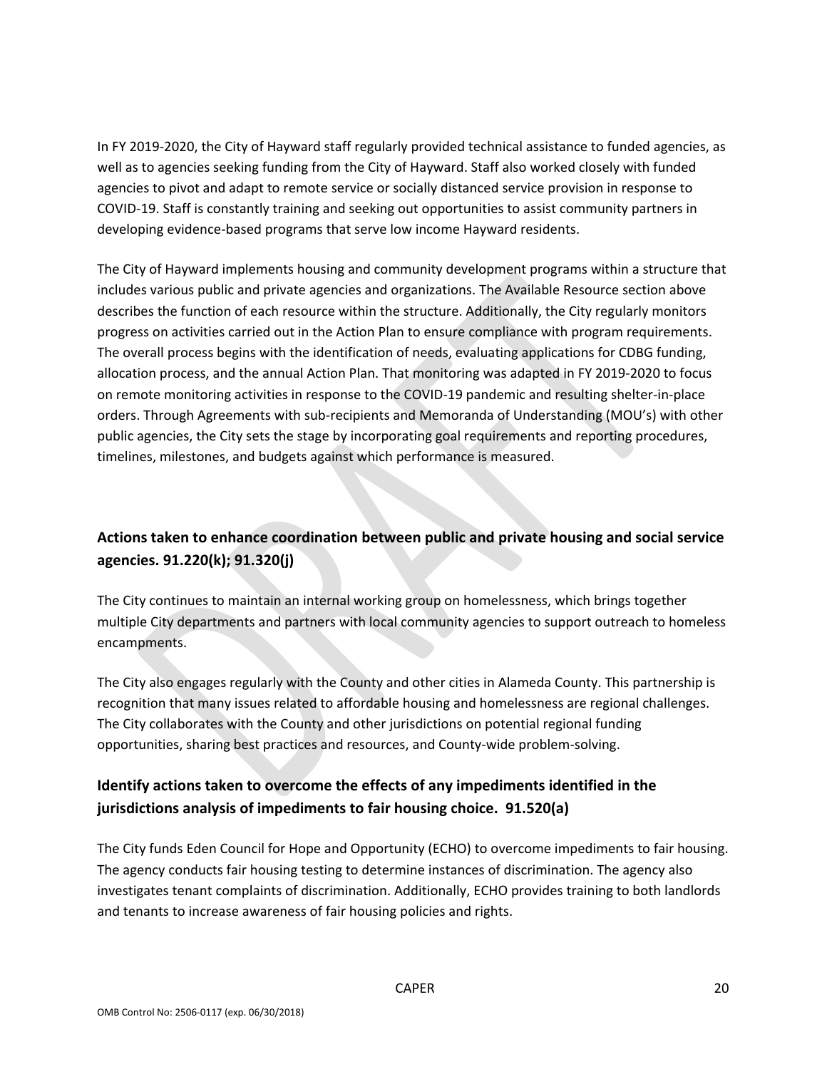In FY 2019-2020, the City of Hayward staff regularly provided technical assistance to funded agencies, as well as to agencies seeking funding from the City of Hayward. Staff also worked closely with funded agencies to pivot and adapt to remote service or socially distanced service provision in response to COVID-19. Staff is constantly training and seeking out opportunities to assist community partners in developing evidence-based programs that serve low income Hayward residents.

The City of Hayward implements housing and community development programs within a structure that includes various public and private agencies and organizations. The Available Resource section above describes the function of each resource within the structure. Additionally, the City regularly monitors progress on activities carried out in the Action Plan to ensure compliance with program requirements. The overall process begins with the identification of needs, evaluating applications for CDBG funding, allocation process, and the annual Action Plan. That monitoring was adapted in FY 2019-2020 to focus on remote monitoring activities in response to the COVID-19 pandemic and resulting shelter-in-place orders. Through Agreements with sub-recipients and Memoranda of Understanding (MOU's) with other public agencies, the City sets the stage by incorporating goal requirements and reporting procedures, timelines, milestones, and budgets against which performance is measured.

## Actions taken to enhance coordination between public and private housing and social service agencies. 91.220(k); 91.320(j)

The City continues to maintain an internal working group on homelessness, which brings together multiple City departments and partners with local community agencies to support outreach to homeless encampments.

The City also engages regularly with the County and other cities in Alameda County. This partnership is recognition that many issues related to affordable housing and homelessness are regional challenges. The City collaborates with the County and other jurisdictions on potential regional funding opportunities, sharing best practices and resources, and County-wide problem-solving.

## Identify actions taken to overcome the effects of any impediments identified in the jurisdictions analysis of impediments to fair housing choice. 91.520(a)

The City funds Eden Council for Hope and Opportunity (ECHO) to overcome impediments to fair housing. The agency conducts fair housing testing to determine instances of discrimination. The agency also investigates tenant complaints of discrimination. Additionally, ECHO provides training to both landlords and tenants to increase awareness of fair housing policies and rights.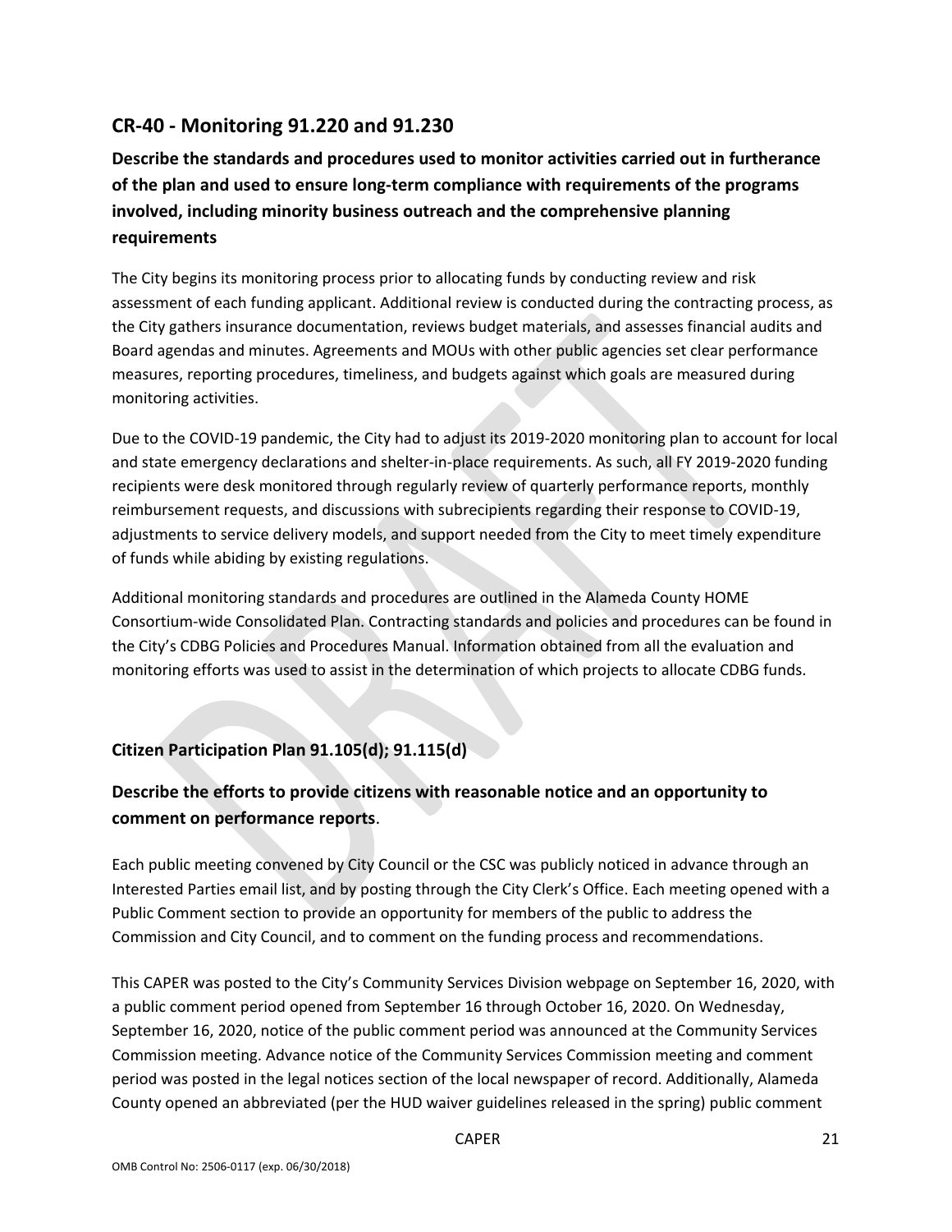## CR-40 - Monitoring 91.220 and 91.230

### Describe the standards and procedures used to monitor activities carried out in furtherance of the plan and used to ensure long-term compliance with requirements of the programs involved, including minority business outreach and the comprehensive planning requirements

The City begins its monitoring process prior to allocating funds by conducting review and risk assessment of each funding applicant. Additional review is conducted during the contracting process, as the City gathers insurance documentation, reviews budget materials, and assesses financial audits and Board agendas and minutes. Agreements and MOUs with other public agencies set clear performance measures, reporting procedures, timeliness, and budgets against which goals are measured during monitoring activities.

Due to the COVID-19 pandemic, the City had to adjust its 2019-2020 monitoring plan to account for local and state emergency declarations and shelter-in-place requirements. As such, all FY 2019-2020 funding recipients were desk monitored through regularly review of quarterly performance reports, monthly reimbursement requests, and discussions with subrecipients regarding their response to COVID-19, adjustments to service delivery models, and support needed from the City to meet timely expenditure of funds while abiding by existing regulations.

Additional monitoring standards and procedures are outlined in the Alameda County HOME Consortium-wide Consolidated Plan. Contracting standards and policies and procedures can be found in the City's CDBG Policies and Procedures Manual. Information obtained from all the evaluation and monitoring efforts was used to assist in the determination of which projects to allocate CDBG funds.

### Citizen Participation Plan 91.105(d); 91.115(d)

### Describe the efforts to provide citizens with reasonable notice and an opportunity to comment on performance reports.

Each public meeting convened by City Council or the CSC was publicly noticed in advance through an Interested Parties email list, and by posting through the City Clerk's Office. Each meeting opened with a Public Comment section to provide an opportunity for members of the public to address the Commission and City Council, and to comment on the funding process and recommendations.

This CAPER was posted to the City's Community Services Division webpage on September 16, 2020, with a public comment period opened from September 16 through October 16, 2020. On Wednesday, September 16, 2020, notice of the public comment period was announced at the Community Services Commission meeting. Advance notice of the Community Services Commission meeting and comment period was posted in the legal notices section of the local newspaper of record. Additionally, Alameda County opened an abbreviated (per the HUD waiver guidelines released in the spring) public comment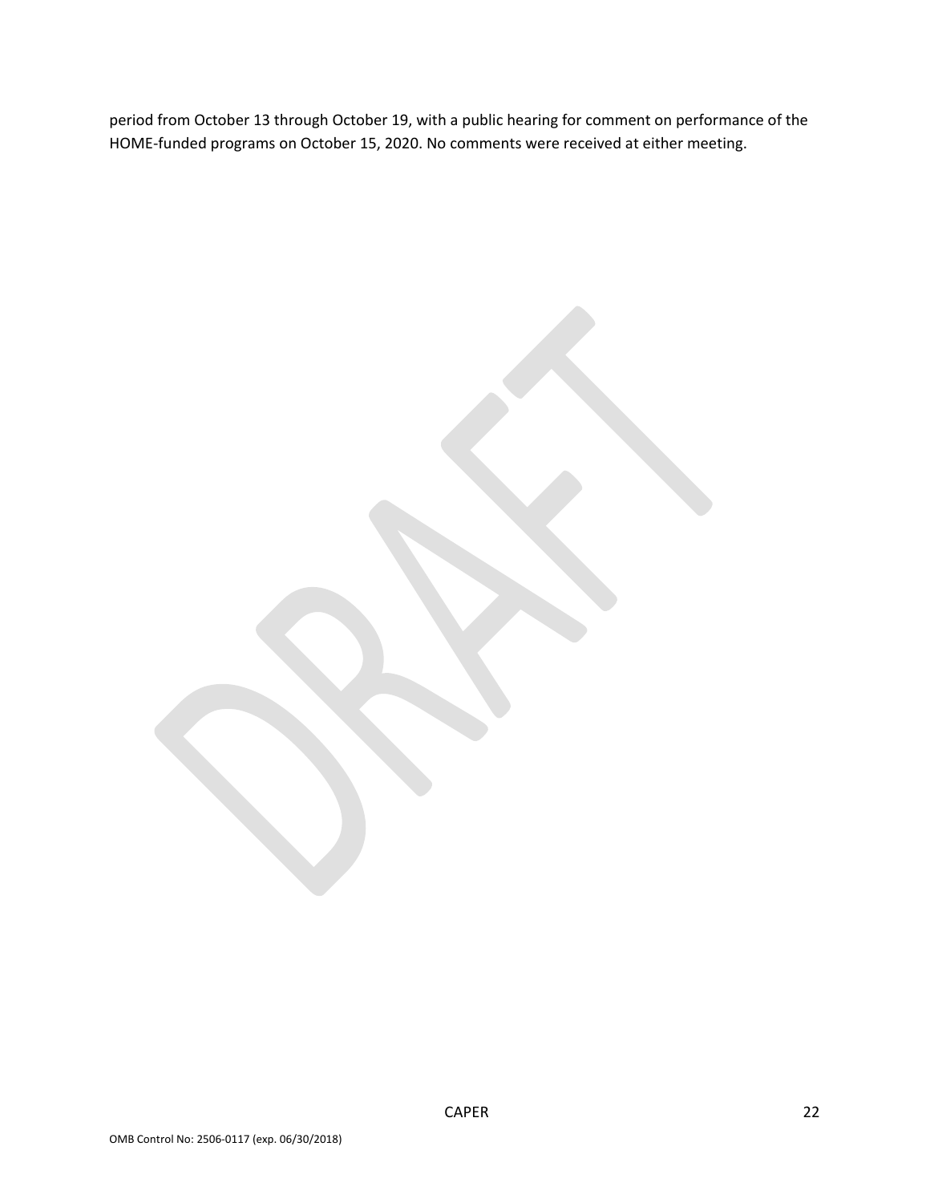period from October 13 through October 19, with a public hearing for comment on performance of the HOME-funded programs on October 15, 2020. No comments were received at either meeting.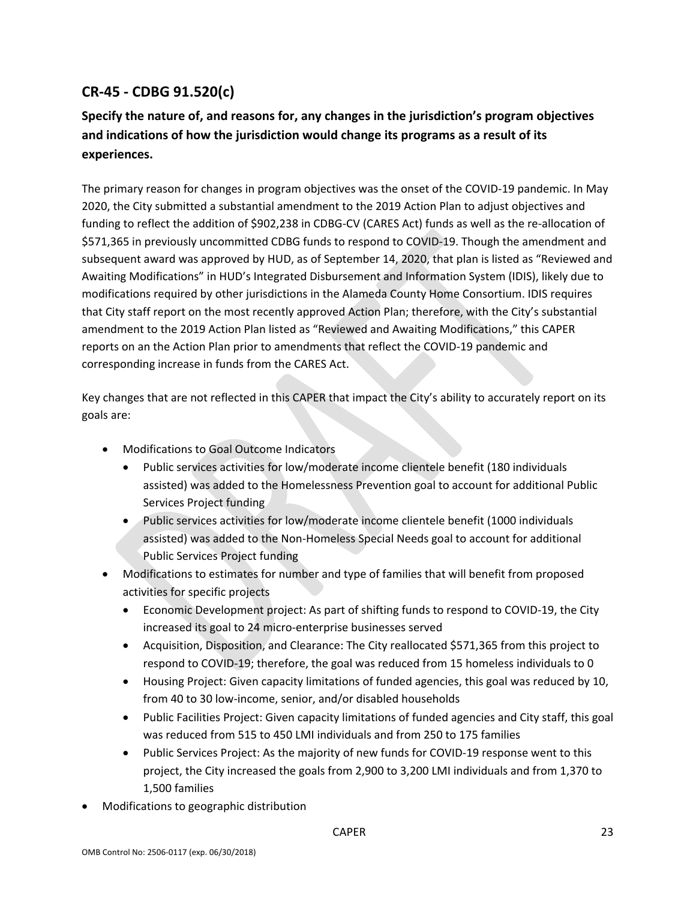## CR-45 - CDBG 91.520(c)

### Specify the nature of, and reasons for, any changes in the jurisdiction's program objectives and indications of how the jurisdiction would change its programs as a result of its experiences.

The primary reason for changes in program objectives was the onset of the COVID-19 pandemic. In May 2020, the City submitted a substantial amendment to the 2019 Action Plan to adjust objectives and funding to reflect the addition of $902,238 in CDBG-CV (CARES Act) funds as well as the re-allocation of $571,365 in previously uncommitted CDBG funds to respond to COVID-19. Though the amendment and subsequent award was approved by HUD, as of September 14, 2020, that plan is listed as "Reviewed and Awaiting Modifications" in HUD's Integrated Disbursement and Information System (IDIS), likely due to modifications required by other jurisdictions in the Alameda County Home Consortium. IDIS requires that City staff report on the most recently approved Action Plan; therefore, with the City's substantial amendment to the 2019 Action Plan listed as "Reviewed and Awaiting Modifications," this CAPER reports on an the Action Plan prior to amendments that reflect the COVID-19 pandemic and corresponding increase in funds from the CARES Act.

Key changes that are not reflected in this CAPER that impact the City's ability to accurately report on its goals are:

- Modifications to Goal Outcome Indicators
  - Public services activities for low/moderate income clientele benefit (180 individuals assisted) was added to the Homelessness Prevention goal to account for additional Public Services Project funding
  - Public services activities for low/moderate income clientele benefit (1000 individuals assisted) was added to the Non-Homeless Special Needs goal to account for additional Public Services Project funding
- Modifications to estimates for number and type of families that will benefit from proposed activities for specific projects
  - Economic Development project: As part of shifting funds to respond to COVID-19, the City increased its goal to 24 micro-enterprise businesses served
  - Acquisition, Disposition, and Clearance: The City reallocated $571,365 from this project to respond to COVID-19; therefore, the goal was reduced from 15 homeless individuals to 0
  - Housing Project: Given capacity limitations of funded agencies, this goal was reduced by 10, from 40 to 30 low-income, senior, and/or disabled households
  - Public Facilities Project: Given capacity limitations of funded agencies and City staff, this goal was reduced from 515 to 450 LMI individuals and from 250 to 175 families
  - Public Services Project: As the majority of new funds for COVID-19 response went to this project, the City increased the goals from 2,900 to 3,200 LMI individuals and from 1,370 to 1,500 families
- Modifications to geographic distribution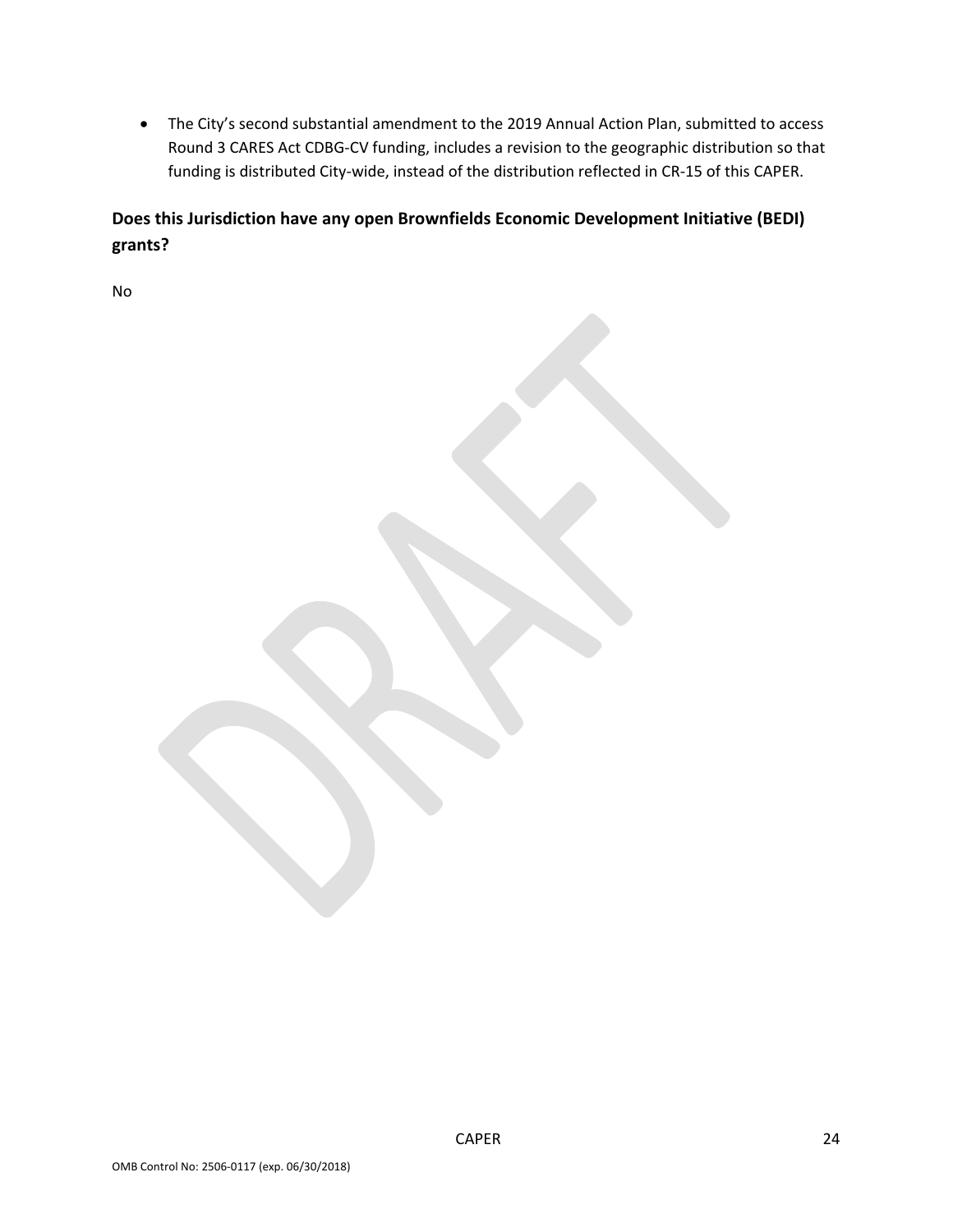- The City's second substantial amendment to the 2019 Annual Action Plan, submitted to access Round 3 CARES Act CDBG-CV funding, includes a revision to the geographic distribution so that funding is distributed City-wide, instead of the distribution reflected in CR-15 of this CAPER.

**Does this Jurisdiction have any open Brownfields Economic Development Initiative (BEDI) grants?**

No